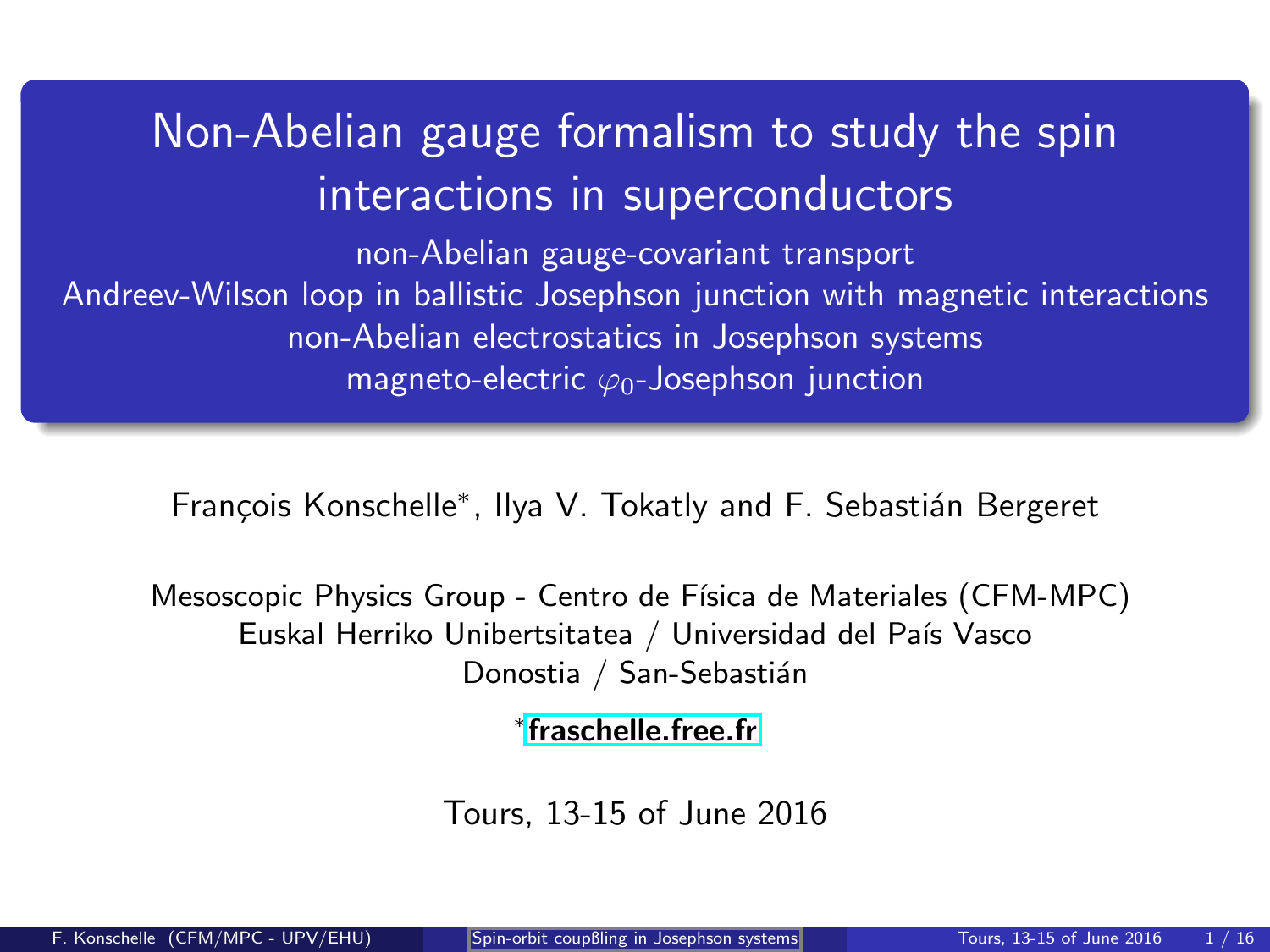# Non-Abelian gauge formalism to study the spin interactions in superconductors

non-Abelian gauge-covariant transport
Andreev-Wilson loop in ballistic Josephson junction with magnetic interactions
non-Abelian electrostatics in Josephson systems
magneto-electric $\varphi_0$-Josephson junction

François Konschelle*, Ilya V. Tokatly and F. Sebastián Bergeret

Mesoscopic Physics Group - Centro de Física de Materiales (CFM-MPC)
Euskal Herriko Unibertsitatea / Universidad del País Vasco
Donostia / San-Sebastián

*fraschelle.free.fr

Tours, 13-15 of June 2016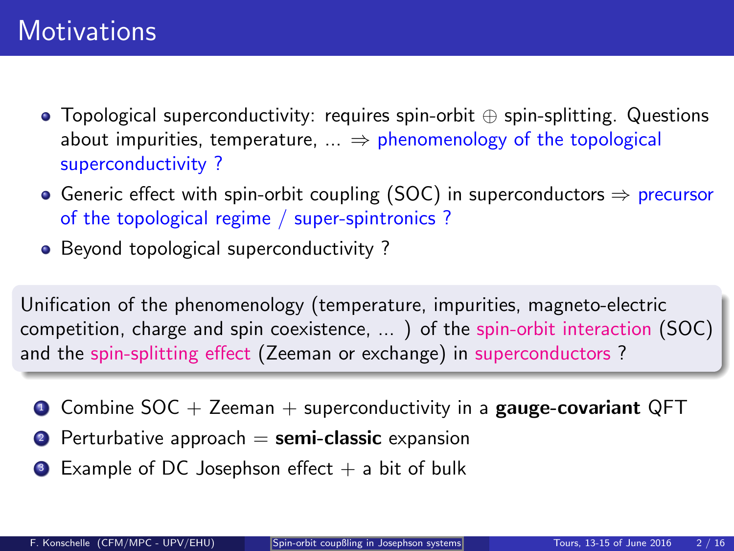# Motivations

- Topological superconductivity: requires spin-orbit $\oplus$ spin-splitting. Questions about impurities, temperature, ... $\Rightarrow$ phenomenology of the topological superconductivity ?
- Generic effect with spin-orbit coupling (SOC) in superconductors $\Rightarrow$ precursor of the topological regime / super-spintronics ?
- Beyond topological superconductivity ?

Unification of the phenomenology (temperature, impurities, magneto-electric competition, charge and spin coexistence, ... ) of the spin-orbit interaction (SOC) and the spin-splitting effect (Zeeman or exchange) in superconductors ?

1. Combine SOC + Zeeman + superconductivity in a **gauge-covariant** QFT
2. Perturbative approach = **semi-classic** expansion
3. Example of DC Josephson effect + a bit of bulk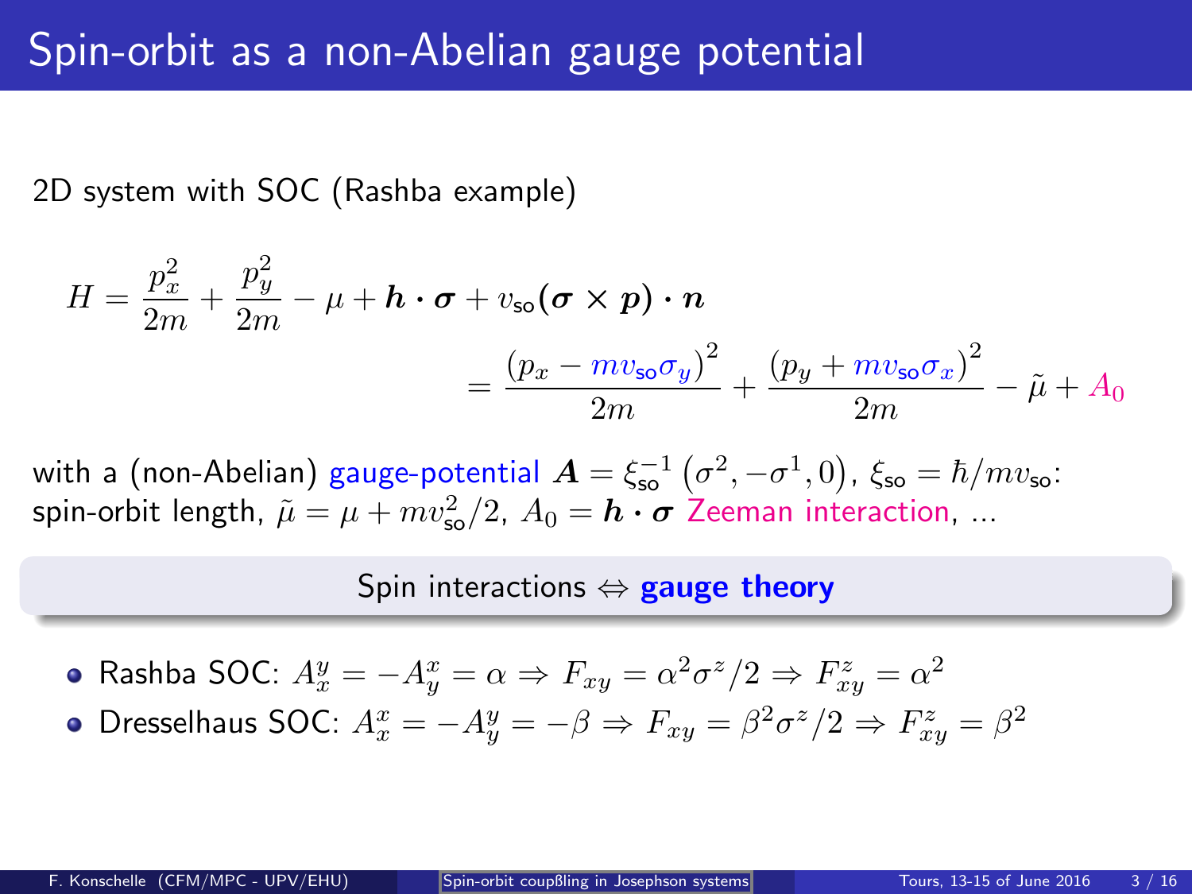# Spin-orbit as a non-Abelian gauge potential

2D system with SOC (Rashba example)

$$H = \frac{p_x^2}{2m} + \frac{p_y^2}{2m} - \mu + \boldsymbol{h} \cdot \boldsymbol{\sigma} + v_{\text{so}} (\boldsymbol{\sigma} \times \boldsymbol{p}) \cdot \boldsymbol{n}$$

$$= \frac{\left(p_x - m v_{\text{so}} \sigma_y\right)^2}{2m} + \frac{\left(p_y + m v_{\text{so}} \sigma_x\right)^2}{2m} - \tilde{\mu} + A_0$$

with a (non-Abelian) gauge-potential $\boldsymbol{A} = \xi_{\text{so}}^{-1} \left(\sigma^2, -\sigma^1, 0\right)$, $\xi_{\text{so}} = \hbar / m v_{\text{so}}$: spin-orbit length, $\tilde{\mu} = \mu + m v_{\text{so}}^2 / 2$, $A_0 = \boldsymbol{h} \cdot \boldsymbol{\sigma}$ Zeeman interaction, ...

**Spin interactions $\Leftrightarrow$ gauge theory**

- Rashba SOC: $A_x^y = -A_y^x = \alpha \Rightarrow F_{xy} = \alpha^2 \sigma^z / 2 \Rightarrow F_{xy}^z = \alpha^2$
- Dresselhaus SOC: $A_x^x = -A_y^y = -\beta \Rightarrow F_{xy} = \beta^2 \sigma^z / 2 \Rightarrow F_{xy}^z = \beta^2$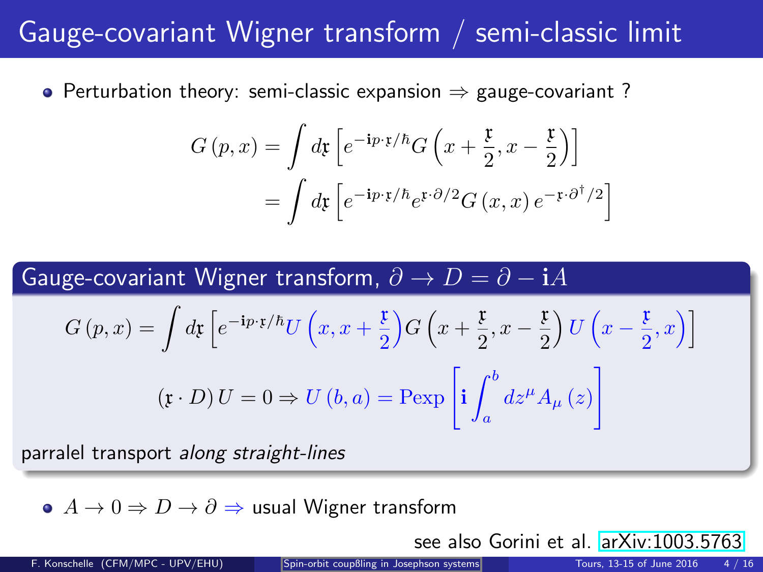# Gauge-covariant Wigner transform / semi-classic limit

- Perturbation theory: semi-classic expansion ⇒ gauge-covariant ?

$$G(p,x) = \int d\mathfrak{x} \left[ e^{-\mathbf{i}p\cdot\mathfrak{x}/\hbar} G\left(x + \frac{\mathfrak{x}}{2}, x - \frac{\mathfrak{x}}{2}\right) \right]$$
$$= \int d\mathfrak{x} \left[ e^{-\mathbf{i}p\cdot\mathfrak{x}/\hbar} e^{\mathfrak{x}\cdot\partial/2} G(x,x)\, e^{-\mathfrak{x}\cdot\partial^{\dagger}/2} \right]$$

## Gauge-covariant Wigner transform, $\partial \to D = \partial - \mathbf{i}A$

$$G(p,x) = \int d\mathfrak{x} \left[ e^{-\mathbf{i}p\cdot\mathfrak{x}/\hbar} U\left(x, x + \frac{\mathfrak{x}}{2}\right) G\left(x + \frac{\mathfrak{x}}{2}, x - \frac{\mathfrak{x}}{2}\right) U\left(x - \frac{\mathfrak{x}}{2}, x\right) \right]$$

$$(\mathfrak{x}\cdot D)\, U = 0 \Rightarrow U(b,a) = \mathrm{Pexp}\left[ \mathbf{i} \int_a^b dz^{\mu} A_{\mu}(z) \right]$$

parralel transport *along straight-lines*

- $A \to 0 \Rightarrow D \to \partial \Rightarrow$ usual Wigner transform

see also Gorini et al. arXiv:1003.5763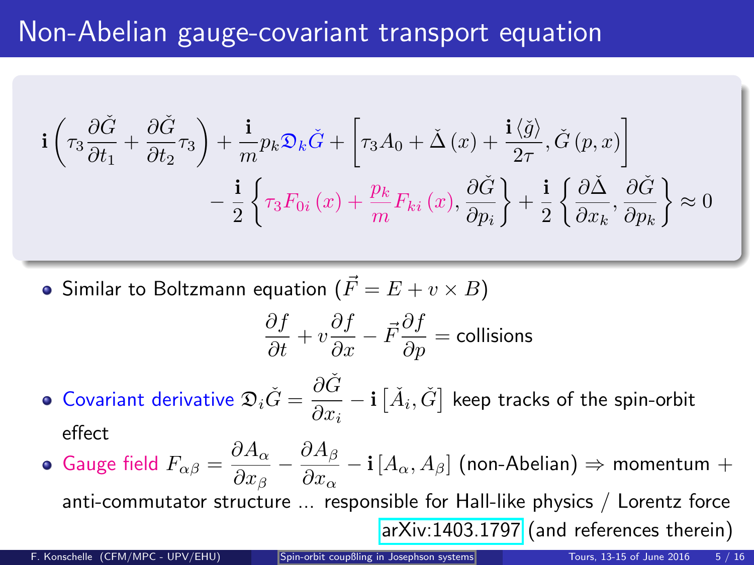# Non-Abelian gauge-covariant transport equation

$$\mathbf{i}\left(\tau_3 \frac{\partial \check{G}}{\partial t_1} + \frac{\partial \check{G}}{\partial t_2}\tau_3\right) + \frac{\mathbf{i}}{m} p_k \mathfrak{D}_k \check{G} + \left[\tau_3 A_0 + \check{\Delta}(x) + \frac{\mathbf{i}\langle \check{g} \rangle}{2\tau}, \check{G}(p,x)\right]$$

$$- \frac{\mathbf{i}}{2}\left\{\tau_3 F_{0i}(x) + \frac{p_k}{m} F_{ki}(x), \frac{\partial \check{G}}{\partial p_i}\right\} + \frac{\mathbf{i}}{2}\left\{\frac{\partial \check{\Delta}}{\partial x_k}, \frac{\partial \check{G}}{\partial p_k}\right\} \approx 0$$

- Similar to Boltzmann equation ($\vec{F} = E + v \times B$)

$$\frac{\partial f}{\partial t} + v\frac{\partial f}{\partial x} - \vec{F}\frac{\partial f}{\partial p} = \text{collisions}$$

- Covariant derivative $\mathfrak{D}_i \check{G} = \dfrac{\partial \check{G}}{\partial x_i} - \mathbf{i}\left[\check{A}_i, \check{G}\right]$ keep tracks of the spin-orbit effect
- Gauge field $F_{\alpha\beta} = \dfrac{\partial A_\alpha}{\partial x_\beta} - \dfrac{\partial A_\beta}{\partial x_\alpha} - \mathbf{i}\left[A_\alpha, A_\beta\right]$ (non-Abelian) $\Rightarrow$ momentum + anti-commutator structure ... responsible for Hall-like physics / Lorentz force

arXiv:1403.1797 (and references therein)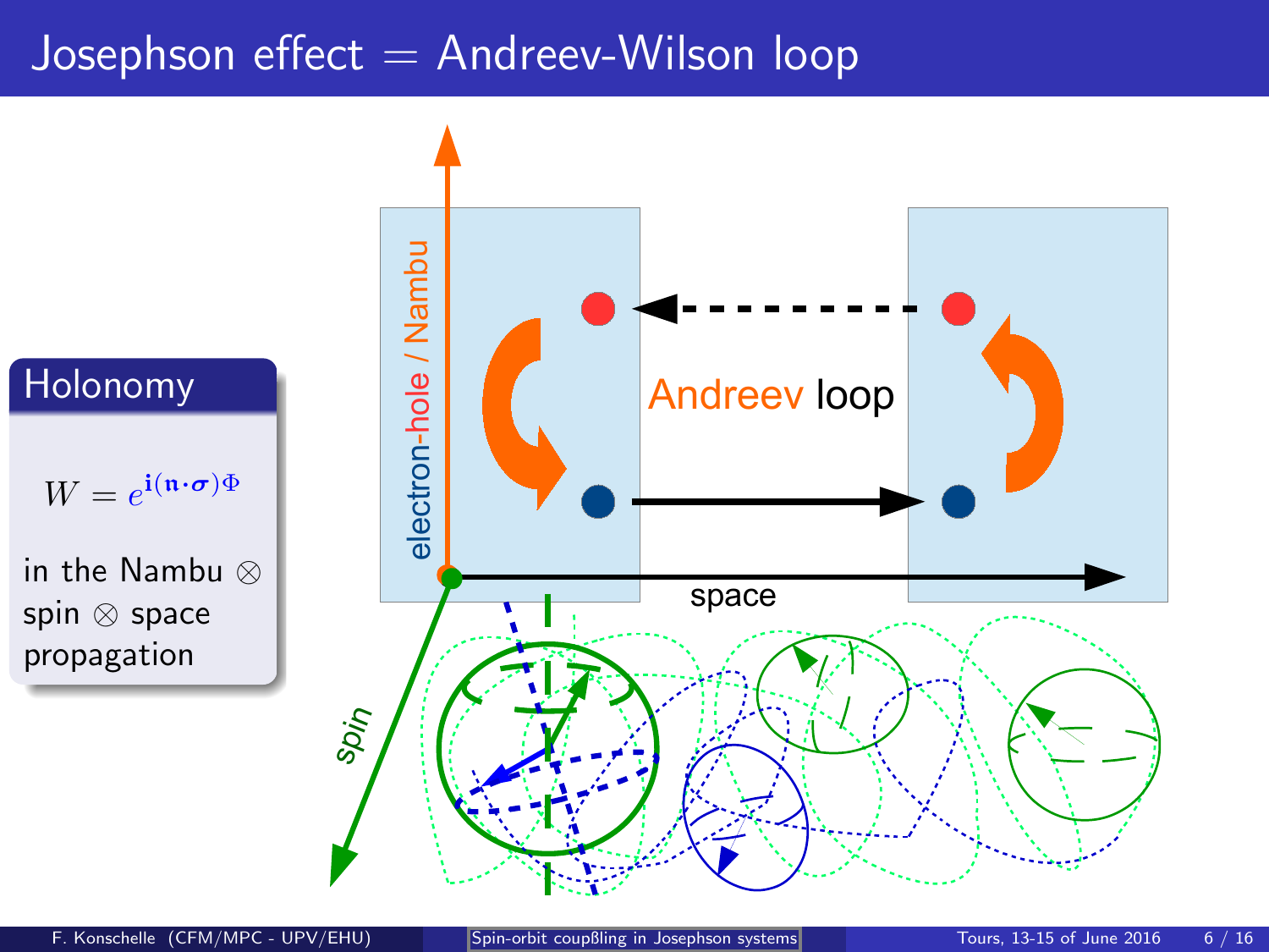# Josephson effect = Andreev-Wilson loop

## Holonomy

$$W = e^{\mathbf{i}(\mathfrak{n}\cdot\boldsymbol{\sigma})\Phi}$$

in the Nambu ⊗ spin ⊗ space propagation

electron-hole / Nambu

Andreev loop

space

spin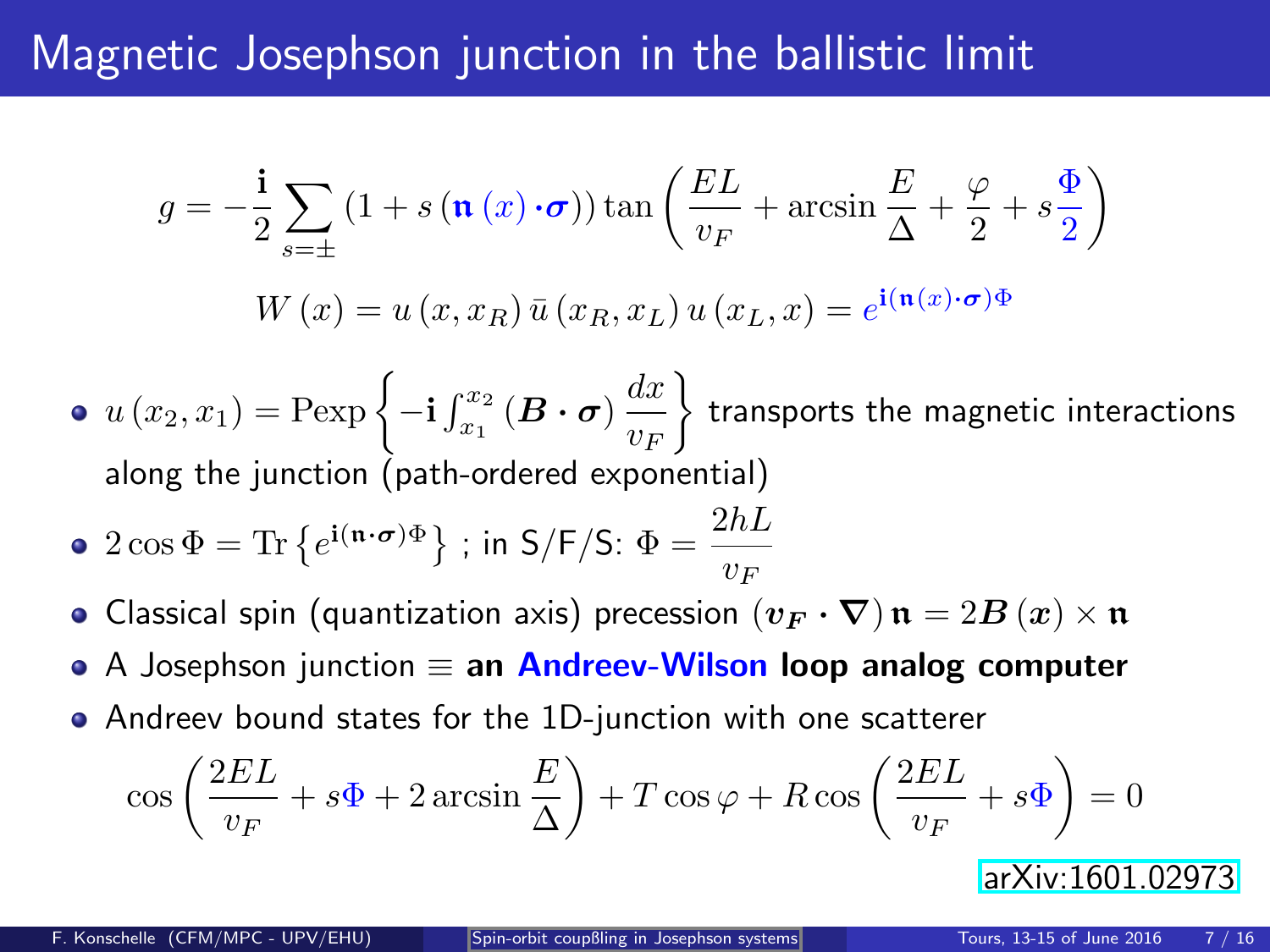# Magnetic Josephson junction in the ballistic limit

$$g = -\frac{\mathbf{i}}{2}\sum_{s=\pm}\left(1+s\left(\mathfrak{n}\left(x\right)\cdot\boldsymbol{\sigma}\right)\right)\tan\left(\frac{EL}{v_F}+\arcsin\frac{E}{\Delta}+\frac{\varphi}{2}+s\frac{\Phi}{2}\right)$$

$$W\left(x\right)=u\left(x,x_R\right)\bar{u}\left(x_R,x_L\right)u\left(x_L,x\right)=e^{\mathbf{i}\left(\mathfrak{n}\left(x\right)\cdot\boldsymbol{\sigma}\right)\Phi}$$

- $u\left(x_2,x_1\right)=\mathrm{Pexp}\left\{-\mathbf{i}\int_{x_1}^{x_2}\left(\boldsymbol{B}\cdot\boldsymbol{\sigma}\right)\dfrac{dx}{v_F}\right\}$ transports the magnetic interactions along the junction (path-ordered exponential)
- $2\cos\Phi=\mathrm{Tr}\left\{e^{\mathbf{i}\left(\mathfrak{n}\cdot\boldsymbol{\sigma}\right)\Phi}\right\}$ ; in S/F/S: $\Phi=\dfrac{2hL}{v_F}$
- Classical spin (quantization axis) precession $\left(\boldsymbol{v_F}\cdot\boldsymbol{\nabla}\right)\mathfrak{n}=2\boldsymbol{B}\left(\boldsymbol{x}\right)\times\mathfrak{n}$
- A Josephson junction $\equiv$ **an Andreev-Wilson loop analog computer**
- Andreev bound states for the 1D-junction with one scatterer

$$\cos\left(\frac{2EL}{v_F}+s\Phi+2\arcsin\frac{E}{\Delta}\right)+T\cos\varphi+R\cos\left(\frac{2EL}{v_F}+s\Phi\right)=0$$

arXiv:1601.02973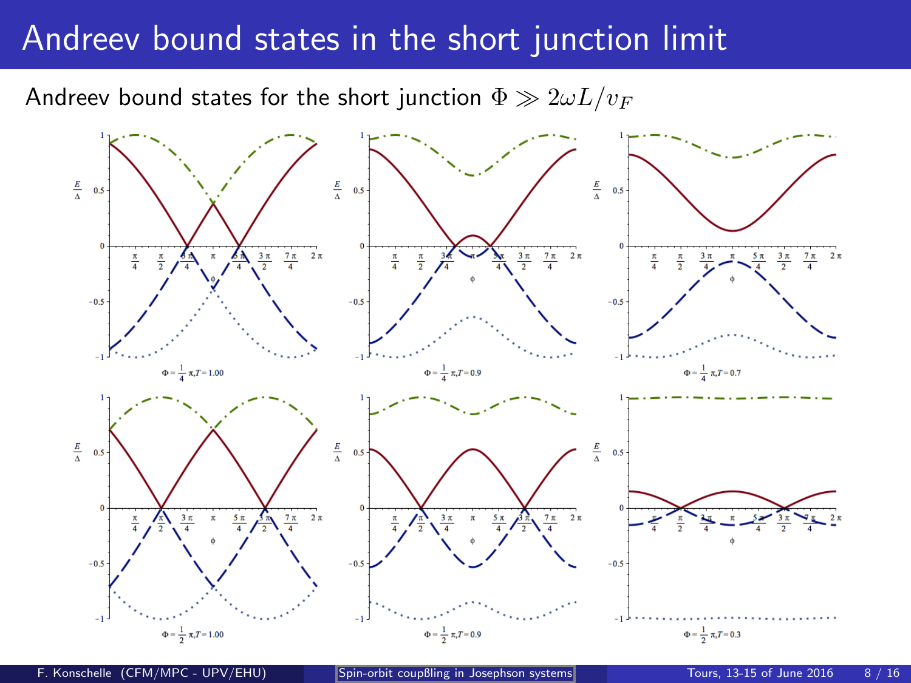# Andreev bound states in the short junction limit

Andreev bound states for the short junction $\Phi \gg 2\omega L / v_F$

$\Phi = \frac{1}{4}\pi, T = 1.00$

$\Phi = \frac{1}{4}\pi, T = 0.9$

$\Phi = \frac{1}{4}\pi, T = 0.7$

$\Phi = \frac{1}{2}\pi, T = 1.00$

$\Phi = \frac{1}{2}\pi, T = 0.9$

$\Phi = \frac{1}{2}\pi, T = 0.3$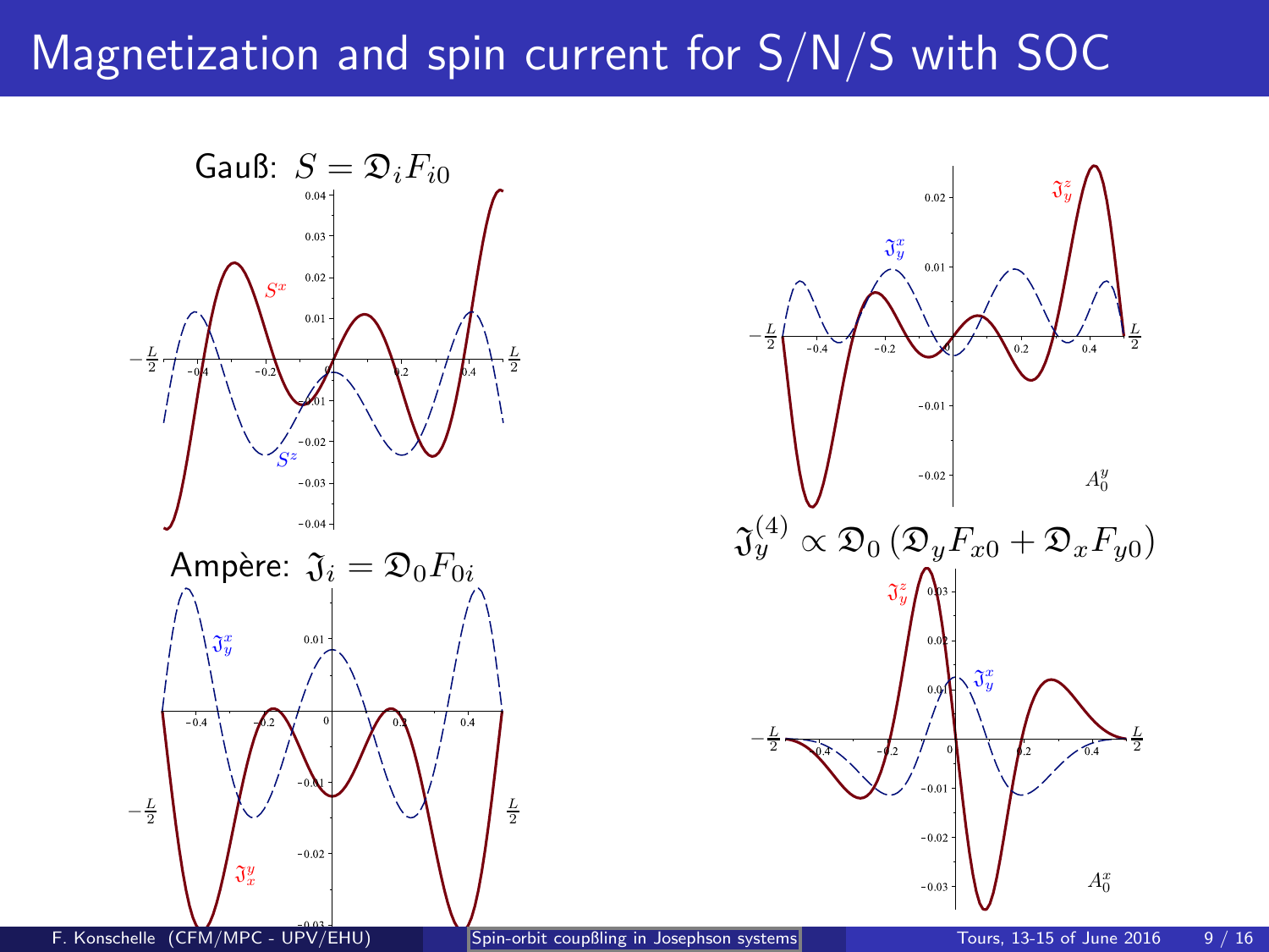# Magnetization and spin current for S/N/S with SOC

Gauß: $S = \mathfrak{D}_i F_{i0}$

Ampère: $\mathfrak{J}_i = \mathfrak{D}_0 F_{0i}$

$\mathfrak{J}_y^{(4)} \propto \mathfrak{D}_0 \left( \mathfrak{D}_y F_{x0} + \mathfrak{D}_x F_{y0} \right)$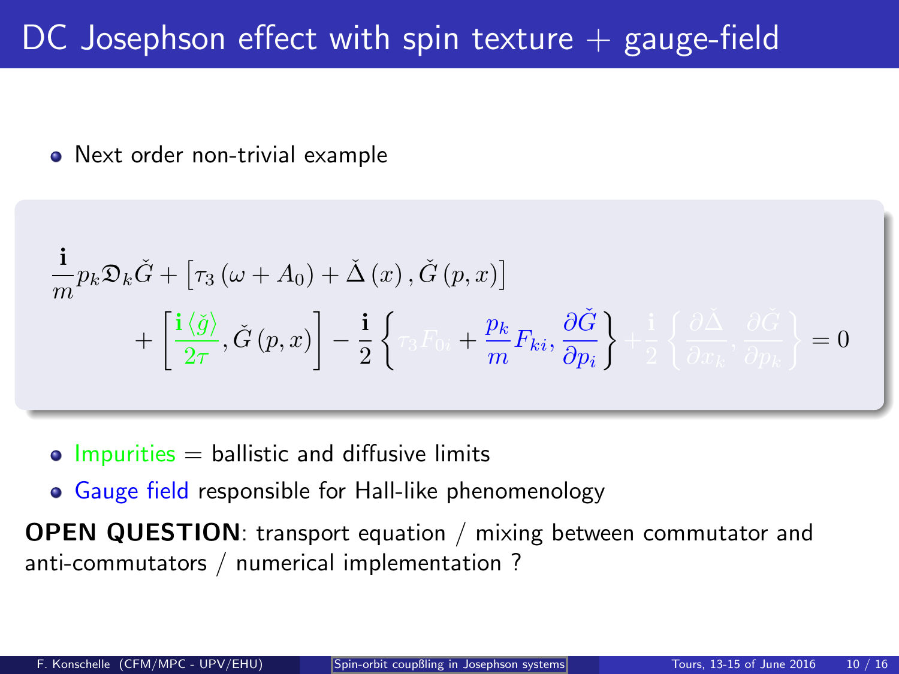# DC Josephson effect with spin texture + gauge-field

- Next order non-trivial example

$$
\frac{\mathbf{i}}{m} p_k \mathfrak{D}_k \check{G} + \left[ \tau_3 \left( \omega + A_0 \right) + \check{\Delta}(x), \check{G}(p,x) \right] + \left[ \frac{\mathbf{i} \langle \check{g} \rangle}{2\tau}, \check{G}(p,x) \right] - \frac{\mathbf{i}}{2} \left\{ \tau_3 F_{0i} + \frac{p_k}{m} F_{ki}, \frac{\partial \check{G}}{\partial p_i} \right\} + \frac{\mathbf{i}}{2} \left\{ \frac{\partial \check{\Delta}}{\partial x_k}, \frac{\partial \check{G}}{\partial p_k} \right\} = 0
$$

- Impurities = ballistic and diffusive limits
- Gauge field responsible for Hall-like phenomenology

**OPEN QUESTION**: transport equation / mixing between commutator and anti-commutators / numerical implementation ?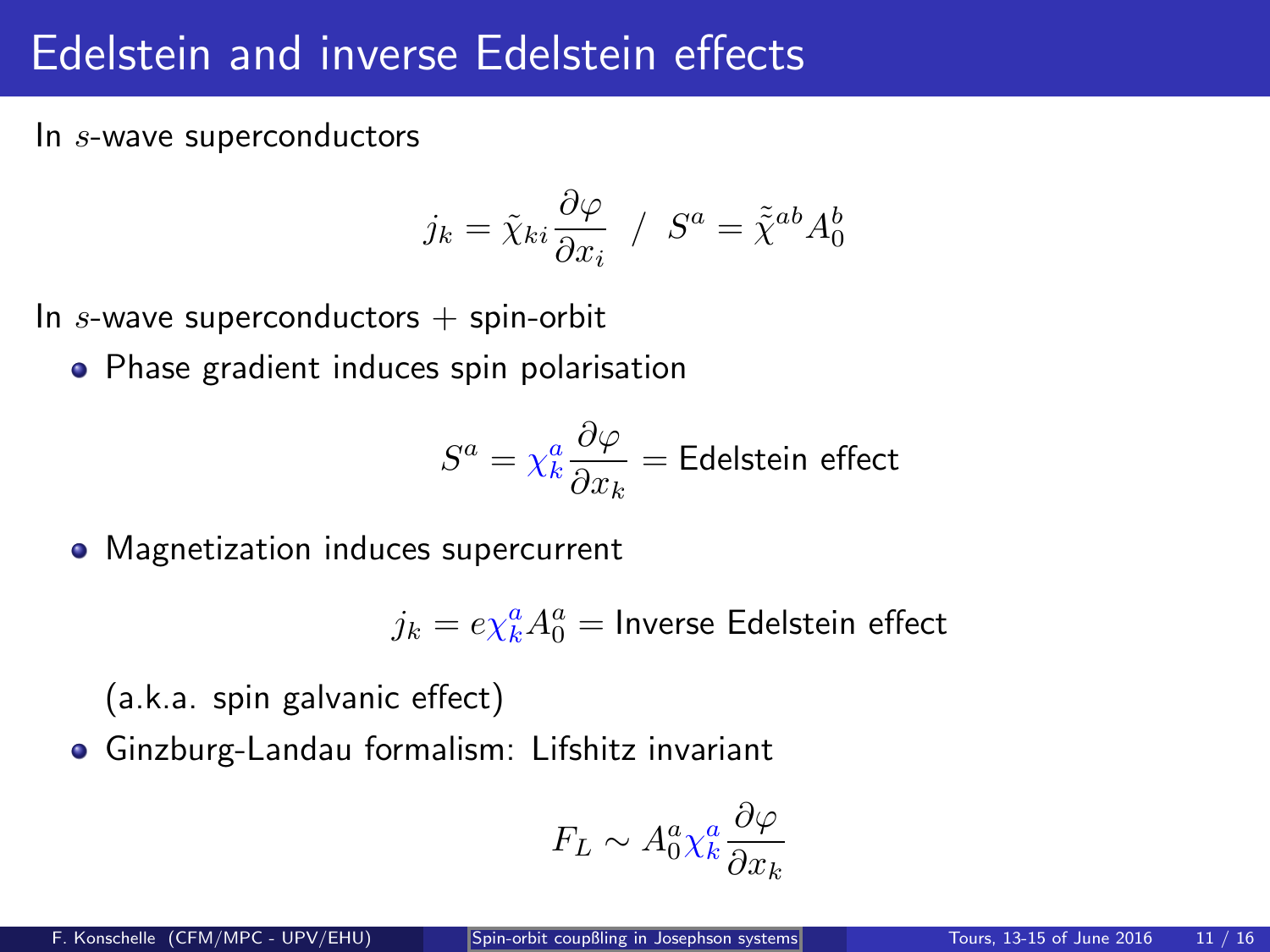# Edelstein and inverse Edelstein effects

In $s$-wave superconductors

$$j_k = \tilde{\chi}_{ki} \frac{\partial \varphi}{\partial x_i} \ \ / \ \ S^a = \tilde{\tilde{\chi}}^{ab} A_0^b$$

In $s$-wave superconductors + spin-orbit

- Phase gradient induces spin polarisation

$$S^a = \chi_k^a \frac{\partial \varphi}{\partial x_k} = \text{Edelstein effect}$$

- Magnetization induces supercurrent

$$j_k = e \chi_k^a A_0^a = \text{Inverse Edelstein effect}$$

  (a.k.a. spin galvanic effect)

- Ginzburg-Landau formalism: Lifshitz invariant

$$F_L \sim A_0^a \chi_k^a \frac{\partial \varphi}{\partial x_k}$$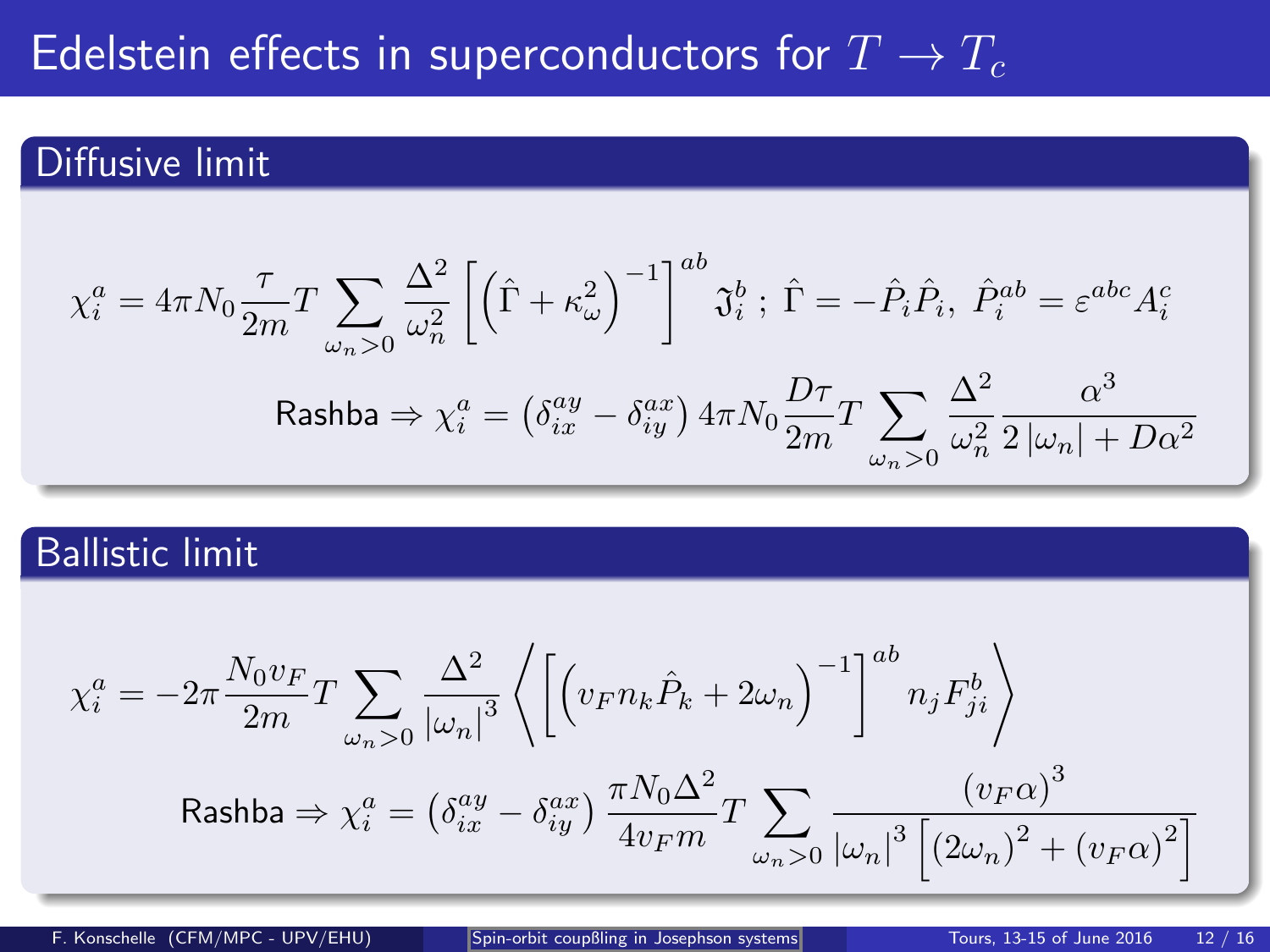# Edelstein effects in superconductors for $T \to T_c$

## Diffusive limit

$$\chi_i^a = 4\pi N_0 \frac{\tau}{2m} T \sum_{\omega_n > 0} \frac{\Delta^2}{\omega_n^2} \left[ \left( \hat{\Gamma} + \kappa_\omega^2 \right)^{-1} \right]^{ab} \mathfrak{J}_i^b \; ; \; \hat{\Gamma} = -\hat{P}_i \hat{P}_i , \; \hat{P}_i^{ab} = \varepsilon^{abc} A_i^c$$

Rashba $\Rightarrow$ $$\chi_i^a = \left( \delta_{ix}^{ay} - \delta_{iy}^{ax} \right) 4\pi N_0 \frac{D\tau}{2m} T \sum_{\omega_n > 0} \frac{\Delta^2}{\omega_n^2} \frac{\alpha^3}{2\left|\omega_n\right| + D\alpha^2}$$

## Ballistic limit

$$\chi_i^a = -2\pi \frac{N_0 v_F}{2m} T \sum_{\omega_n > 0} \frac{\Delta^2}{\left|\omega_n\right|^3} \left\langle \left[ \left( v_F n_k \hat{P}_k + 2\omega_n \right)^{-1} \right]^{ab} n_j F_{ji}^b \right\rangle$$

Rashba $\Rightarrow$ $$\chi_i^a = \left( \delta_{ix}^{ay} - \delta_{iy}^{ax} \right) \frac{\pi N_0 \Delta^2}{4 v_F m} T \sum_{\omega_n > 0} \frac{\left(v_F \alpha\right)^3}{\left|\omega_n\right|^3 \left[ \left(2\omega_n\right)^2 + \left(v_F \alpha\right)^2 \right]}$$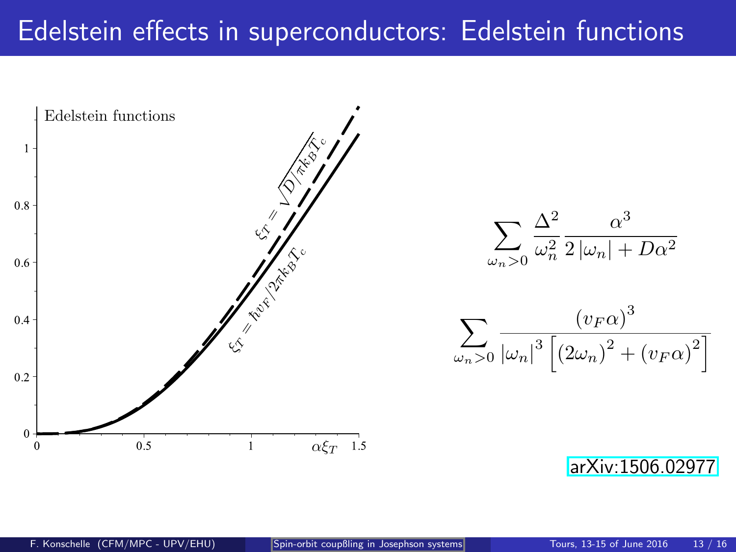# Edelstein effects in superconductors: Edelstein functions

Edelstein functions

$\xi_T = \sqrt{D/\pi k_B T_c}$

$\xi_T = \hbar v_F / 2\pi k_B T_c$

0 0.5 1 $\alpha\xi_T$ 1.5

0 0.2 0.4 0.6 0.8 1

$$\sum_{\omega_n>0} \frac{\Delta^2}{\omega_n^2} \frac{\alpha^3}{2\left|\omega_n\right| + D\alpha^2}$$

$$\sum_{\omega_n>0} \frac{\left(v_F \alpha\right)^3}{\left|\omega_n\right|^3 \left[\left(2\omega_n\right)^2 + \left(v_F \alpha\right)^2\right]}$$

arXiv:1506.02977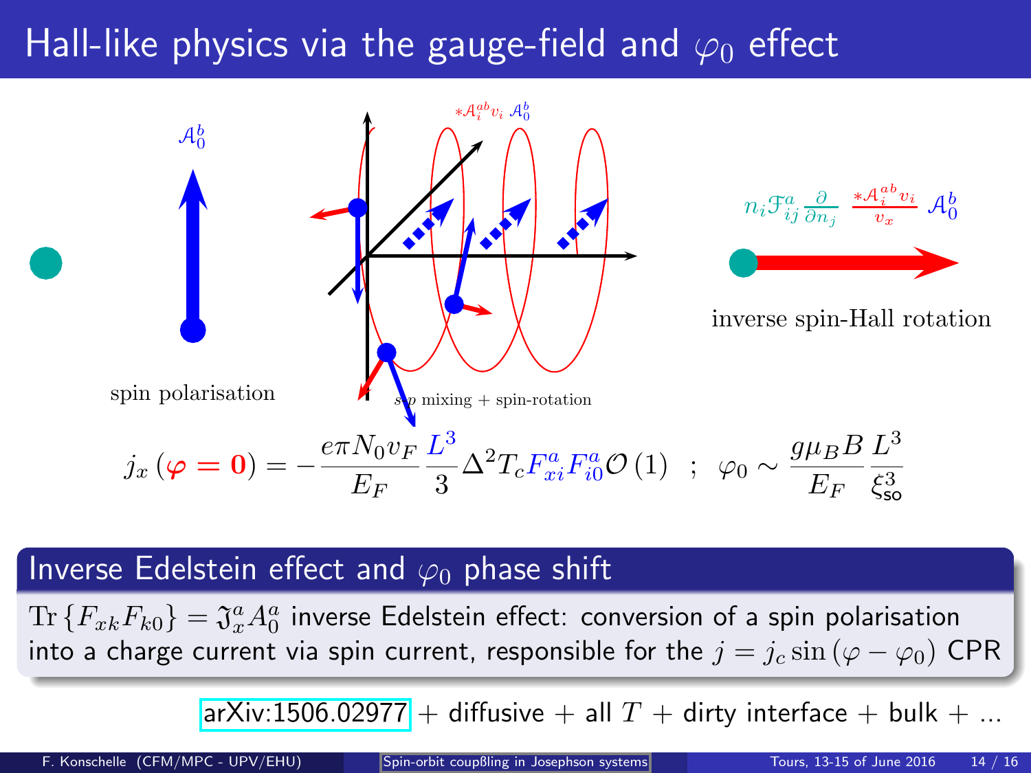# Hall-like physics via the gauge-field and $\varphi_0$ effect

$\mathcal{A}_0^b$

spin polarisation

${}^*\mathcal{A}_i^{ab} v_i \; \mathcal{A}_0^b$

$s$-$p$ mixing + spin-rotation

$n_i \mathfrak{F}_{ij}^a \frac{\partial}{\partial n_j} \; \frac{{}^*\mathcal{A}_i^{ab} v_i}{v_x} \; \mathcal{A}_0^b$

inverse spin-Hall rotation

$$j_x\left(\varphi = 0\right) = -\frac{e\pi N_0 v_F}{E_F}\frac{L^3}{3}\Delta^2 T_c F_{xi}^a F_{i0}^a \mathcal{O}\left(1\right) \quad ; \quad \varphi_0 \sim \frac{g\mu_B B}{E_F}\frac{L^3}{\xi_{\text{so}}^3}$$

## Inverse Edelstein effect and $\varphi_0$ phase shift

$\text{Tr}\left\{F_{xk}F_{k0}\right\} = \mathfrak{J}_x^a A_0^a$ inverse Edelstein effect: conversion of a spin polarisation into a charge current via spin current, responsible for the $j = j_c \sin\left(\varphi - \varphi_0\right)$ CPR

arXiv:1506.02977 + diffusive + all $T$ + dirty interface + bulk + ...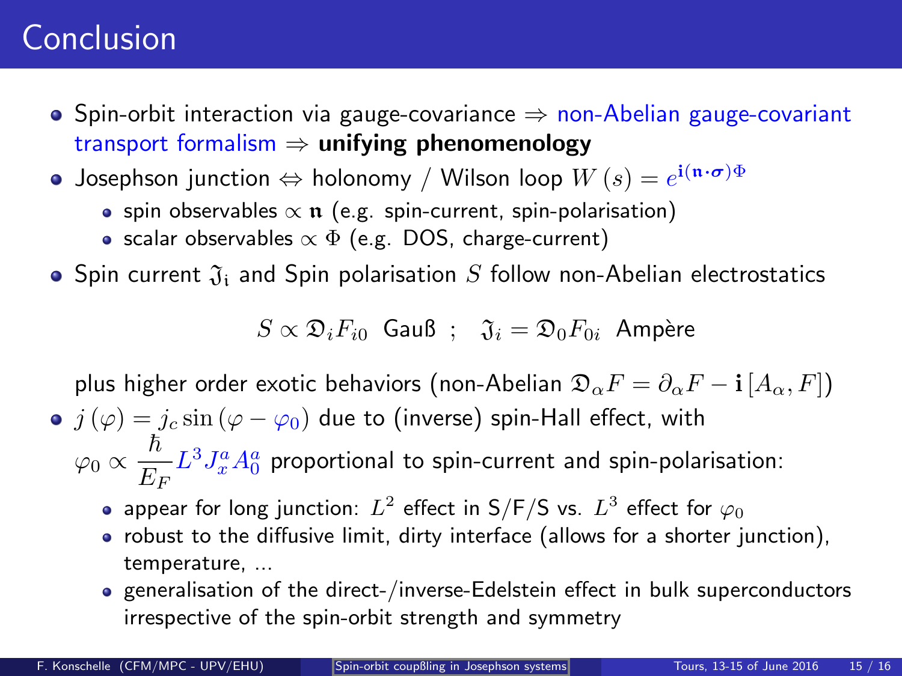# Conclusion

- Spin-orbit interaction via gauge-covariance ⇒ non-Abelian gauge-covariant transport formalism ⇒ **unifying phenomenology**
- Josephson junction ⇔ holonomy / Wilson loop $W(s) = e^{\mathbf{i}(\mathfrak{n}\cdot\boldsymbol{\sigma})\Phi}$
  - spin observables $\propto \mathfrak{n}$ (e.g. spin-current, spin-polarisation)
  - scalar observables $\propto \Phi$ (e.g. DOS, charge-current)
- Spin current $\mathfrak{J}_{\mathfrak{i}}$ and Spin polarisation $S$ follow non-Abelian electrostatics

$$S \propto \mathfrak{D}_i F_{i0} \text{ Gauß } ; \quad \mathfrak{J}_i = \mathfrak{D}_0 F_{0i} \text{ Ampère}$$

  plus higher order exotic behaviors (non-Abelian $\mathfrak{D}_\alpha F = \partial_\alpha F - \mathbf{i}[A_\alpha, F]$)
- $j(\varphi) = j_c \sin(\varphi - \varphi_0)$ due to (inverse) spin-Hall effect, with $\varphi_0 \propto \dfrac{\hbar}{E_F} L^3 J_x^a A_0^a$ proportional to spin-current and spin-polarisation:
  - appear for long junction: $L^2$ effect in S/F/S vs. $L^3$ effect for $\varphi_0$
  - robust to the diffusive limit, dirty interface (allows for a shorter junction), temperature, ...
  - generalisation of the direct-/inverse-Edelstein effect in bulk superconductors irrespective of the spin-orbit strength and symmetry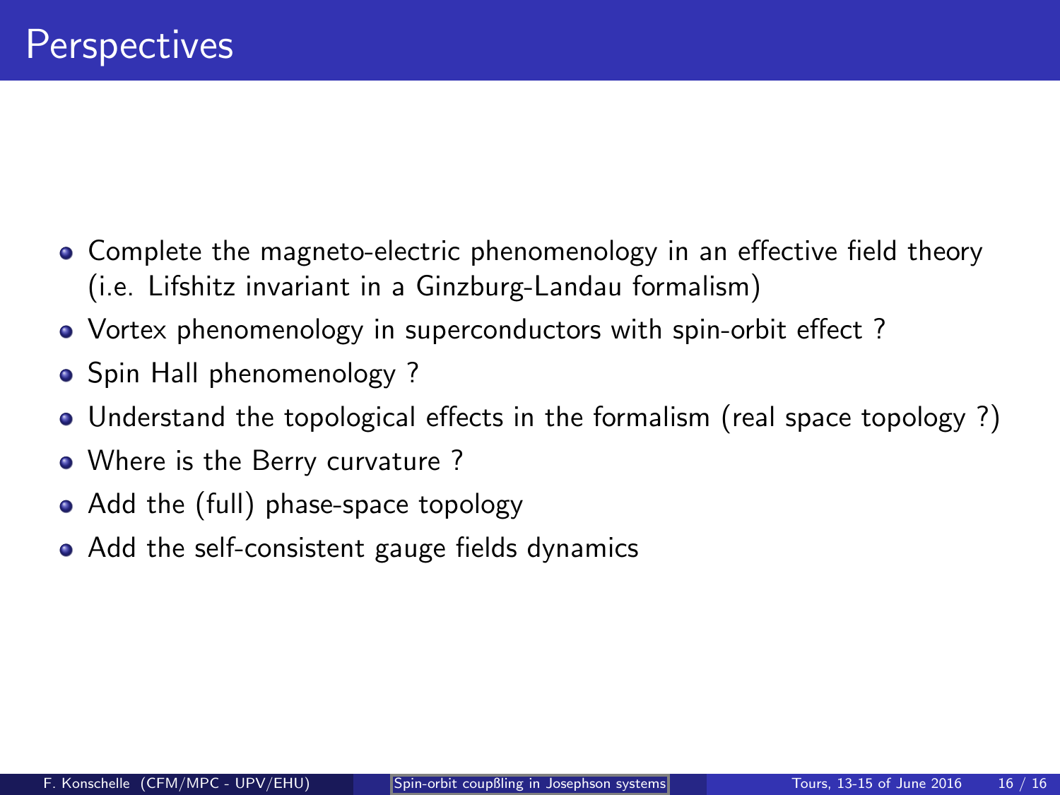# Perspectives

- Complete the magneto-electric phenomenology in an effective field theory (i.e. Lifshitz invariant in a Ginzburg-Landau formalism)
- Vortex phenomenology in superconductors with spin-orbit effect ?
- Spin Hall phenomenology ?
- Understand the topological effects in the formalism (real space topology ?)
- Where is the Berry curvature ?
- Add the (full) phase-space topology
- Add the self-consistent gauge fields dynamics